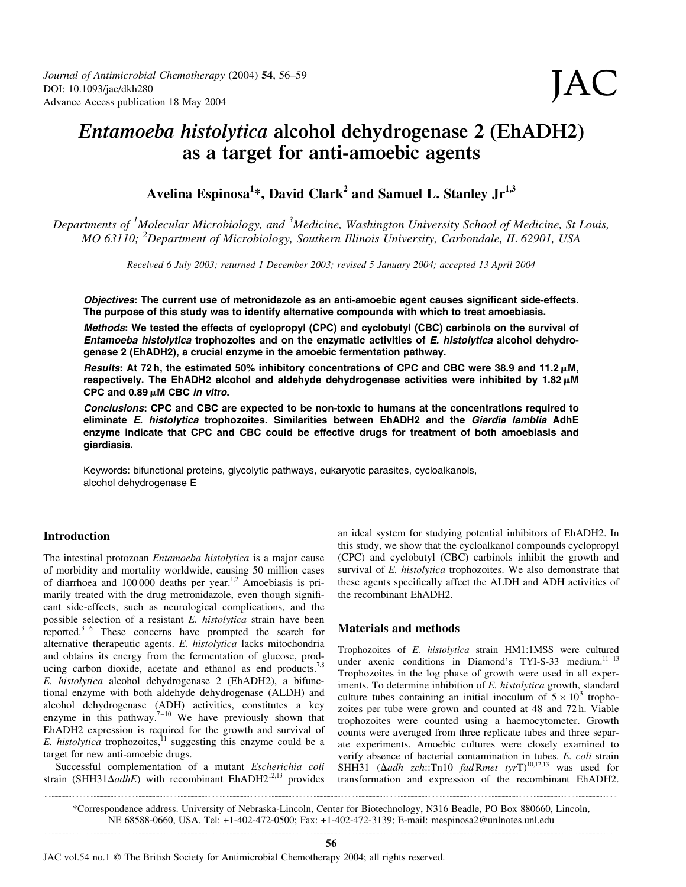# *Entamoeba histolytica* alcohol dehydrogenase 2 (EhADH2) as a target for anti-amoebic agents

**Avelina Espinosa[1]*, David Clark[2] and Samuel L. Stanley Jr[1,3]**

*Departments of [1]Molecular Microbiology, and [3]Medicine, Washington University School of Medicine, St Louis, MO 63110; [2]Department of Microbiology, Southern Illinois University, Carbondale, IL 62901, USA*

*Received 6 July 2003; returned 1 December 2003; revised 5 January 2004; accepted 13 April 2004*

***Objectives*: The current use of metronidazole as an anti-amoebic agent causes significant side-effects. The purpose of this study was to identify alternative compounds with which to treat amoebiasis.**

***Methods*: We tested the effects of cyclopropyl (CPC) and cyclobutyl (CBC) carbinols on the survival of *Entamoeba histolytica* trophozoites and on the enzymatic activities of *E. histolytica* alcohol dehydrogenase 2 (EhADH2), a crucial enzyme in the amoebic fermentation pathway.**

***Results*: At 72 h, the estimated 50% inhibitory concentrations of CPC and CBC were 38.9 and 11.2 μM, respectively. The EhADH2 alcohol and aldehyde dehydrogenase activities were inhibited by 1.82 μM CPC and 0.89 μM CBC *in vitro*.**

***Conclusions*: CPC and CBC are expected to be non-toxic to humans at the concentrations required to eliminate *E. histolytica* trophozoites. Similarities between EhADH2 and the *Giardia lamblia* AdhE enzyme indicate that CPC and CBC could be effective drugs for treatment of both amoebiasis and giardiasis.**

Keywords: bifunctional proteins, glycolytic pathways, eukaryotic parasites, cycloalkanols, alcohol dehydrogenase E

## Introduction

The intestinal protozoan *Entamoeba histolytica* is a major cause of morbidity and mortality worldwide, causing 50 million cases of diarrhoea and 100 000 deaths per year.[1,2] Amoebiasis is primarily treated with the drug metronidazole, even though significant side-effects, such as neurological complications, and the possible selection of a resistant *E. histolytica* strain have been reported.[3–6] These concerns have prompted the search for alternative therapeutic agents. *E. histolytica* lacks mitochondria and obtains its energy from the fermentation of glucose, producing carbon dioxide, acetate and ethanol as end products.[7,8] *E. histolytica* alcohol dehydrogenase 2 (EhADH2), a bifunctional enzyme with both aldehyde dehydrogenase (ALDH) and alcohol dehydrogenase (ADH) activities, constitutes a key enzyme in this pathway.[7–10] We have previously shown that EhADH2 expression is required for the growth and survival of *E. histolytica* trophozoites,[11] suggesting this enzyme could be a target for new anti-amoebic drugs.

Successful complementation of a mutant *Escherichia coli* strain (SHH31Δ*adhE*) with recombinant EhADH2[12,13] provides an ideal system for studying potential inhibitors of EhADH2. In this study, we show that the cycloalkanol compounds cyclopropyl (CPC) and cyclobutyl (CBC) carbinols inhibit the growth and survival of *E. histolytica* trophozoites. We also demonstrate that these agents specifically affect the ALDH and ADH activities of the recombinant EhADH2.

## Materials and methods

Trophozoites of *E. histolytica* strain HM1:1MSS were cultured under axenic conditions in Diamond's TYI-S-33 medium.[11–13] Trophozoites in the log phase of growth were used in all experiments. To determine inhibition of *E. histolytica* growth, standard culture tubes containing an initial inoculum of $5 \times 10^3$ trophozoites per tube were grown and counted at 48 and 72 h. Viable trophozoites were counted using a haemocytometer. Growth counts were averaged from three replicate tubes and three separate experiments. Amoebic cultures were closely examined to verify absence of bacterial contamination in tubes. *E. coli* strain SHH31 (Δ*adh zch*::Tn10 *fad*R*met tyr*T)[10,12,13] was used for transformation and expression of the recombinant EhADH2.

*Correspondence address. University of Nebraska-Lincoln, Center for Biotechnology, N316 Beadle, PO Box 880660, Lincoln, NE 68588-0660, USA. Tel: +1-402-472-0500; Fax: +1-402-472-3139; E-mail: mespinosa2@unlnotes.unl.edu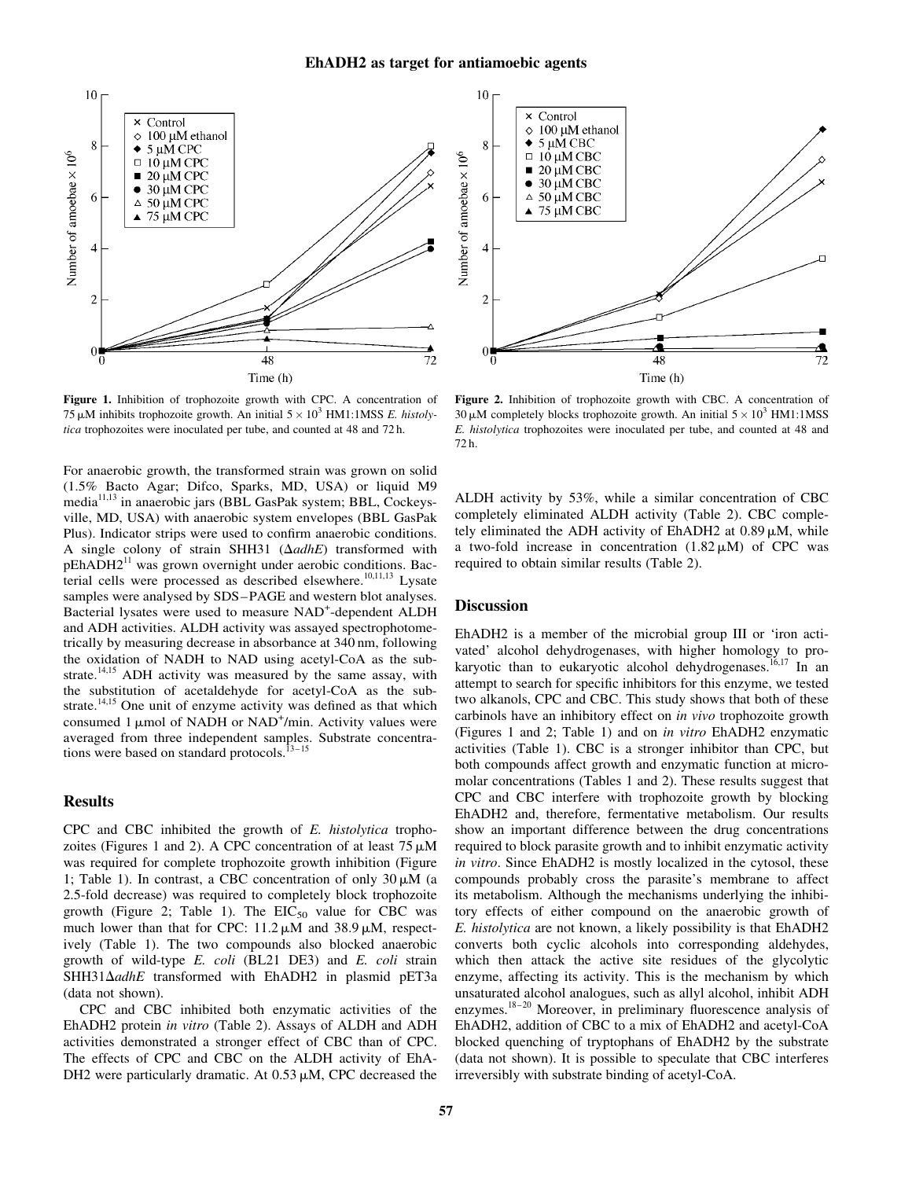Figure 1. Inhibition of trophozoite growth with CPC. A concentration of 75 μM inhibits trophozoite growth. An initial $5 \times 10^3$ HM1:1MSS *E. histolytica* trophozoites were inoculated per tube, and counted at 48 and 72 h.

Figure 2. Inhibition of trophozoite growth with CBC. A concentration of 30 μM completely blocks trophozoite growth. An initial $5 \times 10^3$ HM1:1MSS *E. histolytica* trophozoites were inoculated per tube, and counted at 48 and 72 h.

For anaerobic growth, the transformed strain was grown on solid (1.5% Bacto Agar; Difco, Sparks, MD, USA) or liquid M9 media[11,13] in anaerobic jars (BBL GasPak system; BBL, Cockeysville, MD, USA) with anaerobic system envelopes (BBL GasPak Plus). Indicator strips were used to confirm anaerobic conditions. A single colony of strain SHH31 (Δ*adhE*) transformed with pEhADH2[11] was grown overnight under aerobic conditions. Bacterial cells were processed as described elsewhere.[10,11,13] Lysate samples were analysed by SDS–PAGE and western blot analyses. Bacterial lysates were used to measure $NAD^+$-dependent ALDH and ADH activities. ALDH activity was assayed spectrophotometrically by measuring decrease in absorbance at 340 nm, following the oxidation of NADH to NAD using acetyl-CoA as the substrate.[14,15] ADH activity was measured by the same assay, with the substitution of acetaldehyde for acetyl-CoA as the substrate.[14,15] One unit of enzyme activity was defined as that which consumed 1 μmol of NADH or $NAD^+$/min. Activity values were averaged from three independent samples. Substrate concentrations were based on standard protocols.[13–15]

## Results

CPC and CBC inhibited the growth of *E. histolytica* trophozoites (Figures 1 and 2). A CPC concentration of at least 75 μM was required for complete trophozoite growth inhibition (Figure 1; Table 1). In contrast, a CBC concentration of only 30 μM (a 2.5-fold decrease) was required to completely block trophozoite growth (Figure 2; Table 1). The $EIC_{50}$ value for CBC was much lower than that for CPC: 11.2 μM and 38.9 μM, respectively (Table 1). The two compounds also blocked anaerobic growth of wild-type *E. coli* (BL21 DE3) and *E. coli* strain SHH31Δ*adhE* transformed with EhADH2 in plasmid pET3a (data not shown).

CPC and CBC inhibited both enzymatic activities of the EhADH2 protein *in vitro* (Table 2). Assays of ALDH and ADH activities demonstrated a stronger effect of CBC than of CPC. The effects of CPC and CBC on the ALDH activity of EhADH2 were particularly dramatic. At 0.53 μM, CPC decreased the ALDH activity by 53%, while a similar concentration of CBC completely eliminated ALDH activity (Table 2). CBC completely eliminated the ADH activity of EhADH2 at 0.89 μM, while a two-fold increase in concentration (1.82 μM) of CPC was required to obtain similar results (Table 2).

## Discussion

EhADH2 is a member of the microbial group III or 'iron activated' alcohol dehydrogenases, with higher homology to prokaryotic than to eukaryotic alcohol dehydrogenases.[16,17] In an attempt to search for specific inhibitors for this enzyme, we tested two alkanols, CPC and CBC. This study shows that both of these carbinols have an inhibitory effect on *in vivo* trophozoite growth (Figures 1 and 2; Table 1) and on *in vitro* EhADH2 enzymatic activities (Table 1). CBC is a stronger inhibitor than CPC, but both compounds affect growth and enzymatic function at micromolar concentrations (Tables 1 and 2). These results suggest that CPC and CBC interfere with trophozoite growth by blocking EhADH2 and, therefore, fermentative metabolism. Our results show an important difference between the drug concentrations required to block parasite growth and to inhibit enzymatic activity *in vitro*. Since EhADH2 is mostly localized in the cytosol, these compounds probably cross the parasite's membrane to affect its metabolism. Although the mechanisms underlying the inhibitory effects of either compound on the anaerobic growth of *E. histolytica* are not known, a likely possibility is that EhADH2 converts both cyclic alcohols into corresponding aldehydes, which then attack the active site residues of the glycolytic enzyme, affecting its activity. This is the mechanism by which unsaturated alcohol analogues, such as allyl alcohol, inhibit ADH enzymes.[18–20] Moreover, in preliminary fluorescence analysis of EhADH2, addition of CBC to a mix of EhADH2 and acetyl-CoA blocked quenching of tryptophans of EhADH2 by the substrate (data not shown). It is possible to speculate that CBC interferes irreversibly with substrate binding of acetyl-CoA.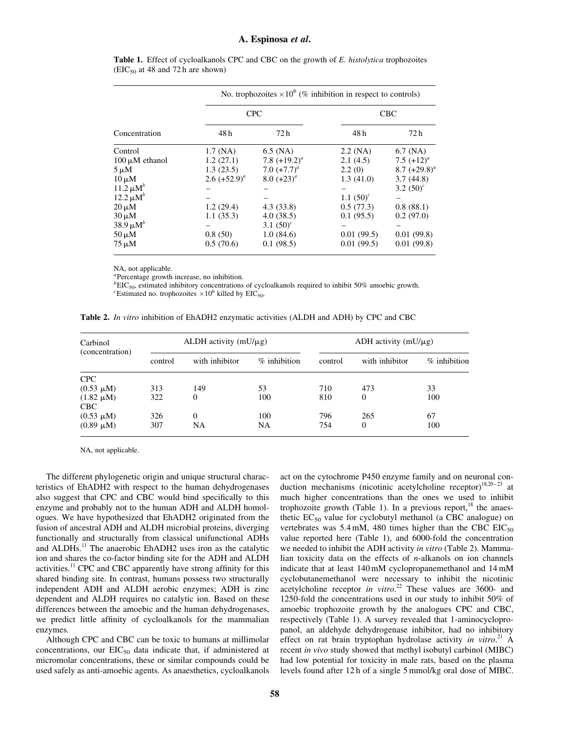**Table 1.** Effect of cycloalkanols CPC and CBC on the growth of *E. histolytica* trophozoites ($EIC_{50}$ at 48 and 72 h are shown)

| Concentration | No. trophozoites $\times 10^6$ (% inhibition in respect to controls) | | | |
|---|---|---|---|---|
| | CPC | | CBC | |
| | 48 h | 72 h | 48 h | 72 h |
| Control | 1.7 (NA) | 6.5 (NA) | 2.2 (NA) | 6.7 (NA) |
| 100 μM ethanol | 1.2 (27.1) | 7.8 (+19.2)[a] | 2.1 (4.5) | 7.5 (+12)[a] |
| 5 μM | 1.3 (23.5) | 7.0 (+7.7)[a] | 2.2 (0) | 8.7 (+29.8)[a] |
| 10 μM | 2.6 (+52.9)[a] | 8.0 (+23)[a] | 1.3 (41.0) | 3.7 (44.8) |
| 11.2 μM[b] | – | – | – | 3.2 (50)[c] |
| 12.2 μM[b] | – | – | 1.1 (50)[c] | – |
| 20 μM | 1.2 (29.4) | 4.3 (33.8) | 0.5 (77.3) | 0.8 (88.1) |
| 30 μM | 1.1 (35.3) | 4.0 (38.5) | 0.1 (95.5) | 0.2 (97.0) |
| 38.9 μM[b] | – | 3.1 (50)[c] | – | – |
| 50 μM | 0.8 (50) | 1.0 (84.6) | 0.01 (99.5) | 0.01 (99.8) |
| 75 μM | 0.5 (70.6) | 0.1 (98.5) | 0.01 (99.5) | 0.01 (99.8) |

NA, not applicable.
[a]Percentage growth increase, no inhibition.
[b]$EIC_{50}$, estimated inhibitory concentrations of cycloalkanols required to inhibit 50% amoebic growth.
[c]Estimated no. trophozoites $\times 10^6$ killed by $EIC_{50}$.

**Table 2.** *In vitro* inhibition of EhADH2 enzymatic activities (ALDH and ADH) by CPC and CBC

| Carbinol (concentration) | ALDH activity (mU/μg) | | | ADH activity (mU/μg) | | |
|---|---|---|---|---|---|---|
| | control | with inhibitor | % inhibition | control | with inhibitor | % inhibition |
| CPC | | | | | | |
| (0.53 μM) | 313 | 149 | 53 | 710 | 473 | 33 |
| (1.82 μM) | 322 | 0 | 100 | 810 | 0 | 100 |
| CBC | | | | | | |
| (0.53 μM) | 326 | 0 | 100 | 796 | 265 | 67 |
| (0.89 μM) | 307 | NA | NA | 754 | 0 | 100 |

NA, not applicable.

The different phylogenetic origin and unique structural characteristics of EhADH2 with respect to the human dehydrogenases also suggest that CPC and CBC would bind specifically to this enzyme and probably not to the human ADH and ALDH homologues. We have hypothesized that EhADH2 originated from the fusion of ancestral ADH and ALDH microbial proteins, diverging functionally and structurally from classical unifunctional ADHs and ALDHs.[11] The anaerobic EhADH2 uses iron as the catalytic ion and shares the co-factor binding site for the ADH and ALDH activities.[11] CPC and CBC apparently have strong affinity for this shared binding site. In contrast, humans possess two structurally independent ADH and ALDH aerobic enzymes; ADH is zinc dependent and ALDH requires no catalytic ion. Based on these differences between the amoebic and the human dehydrogenases, we predict little affinity of cycloalkanols for the mammalian enzymes.

Although CPC and CBC can be toxic to humans at millimolar concentrations, our $EIC_{50}$ data indicate that, if administered at micromolar concentrations, these or similar compounds could be used safely as anti-amoebic agents. As anaesthetics, cycloalkanols act on the cytochrome P450 enzyme family and on neuronal conduction mechanisms (nicotinic acetylcholine receptor)[18,20–23] at much higher concentrations than the ones we used to inhibit trophozoite growth (Table 1). In a previous report,[18] the anaesthetic $EC_{50}$ value for cyclobutyl methanol (a CBC analogue) on vertebrates was 5.4 mM, 480 times higher than the CBC $EIC_{50}$ value reported here (Table 1), and 6000-fold the concentration we needed to inhibit the ADH activity *in vitro* (Table 2). Mammalian toxicity data on the effects of *n*-alkanols on ion channels indicate that at least 140 mM cyclopropanemethanol and 14 mM cyclobutanemethanol were necessary to inhibit the nicotinic acetylcholine receptor *in vitro*.[22] These values are 3600- and 1250-fold the concentrations used in our study to inhibit 50% of amoebic trophozoite growth by the analogues CPC and CBC, respectively (Table 1). A survey revealed that 1-aminocyclopropanol, an aldehyde dehydrogenase inhibitor, had no inhibitory effect on rat brain tryptophan hydrolase activity *in vitro*.[21] A recent *in vivo* study showed that methyl isobutyl carbinol (MIBC) had low potential for toxicity in male rats, based on the plasma levels found after 12 h of a single 5 mmol/kg oral dose of MIBC.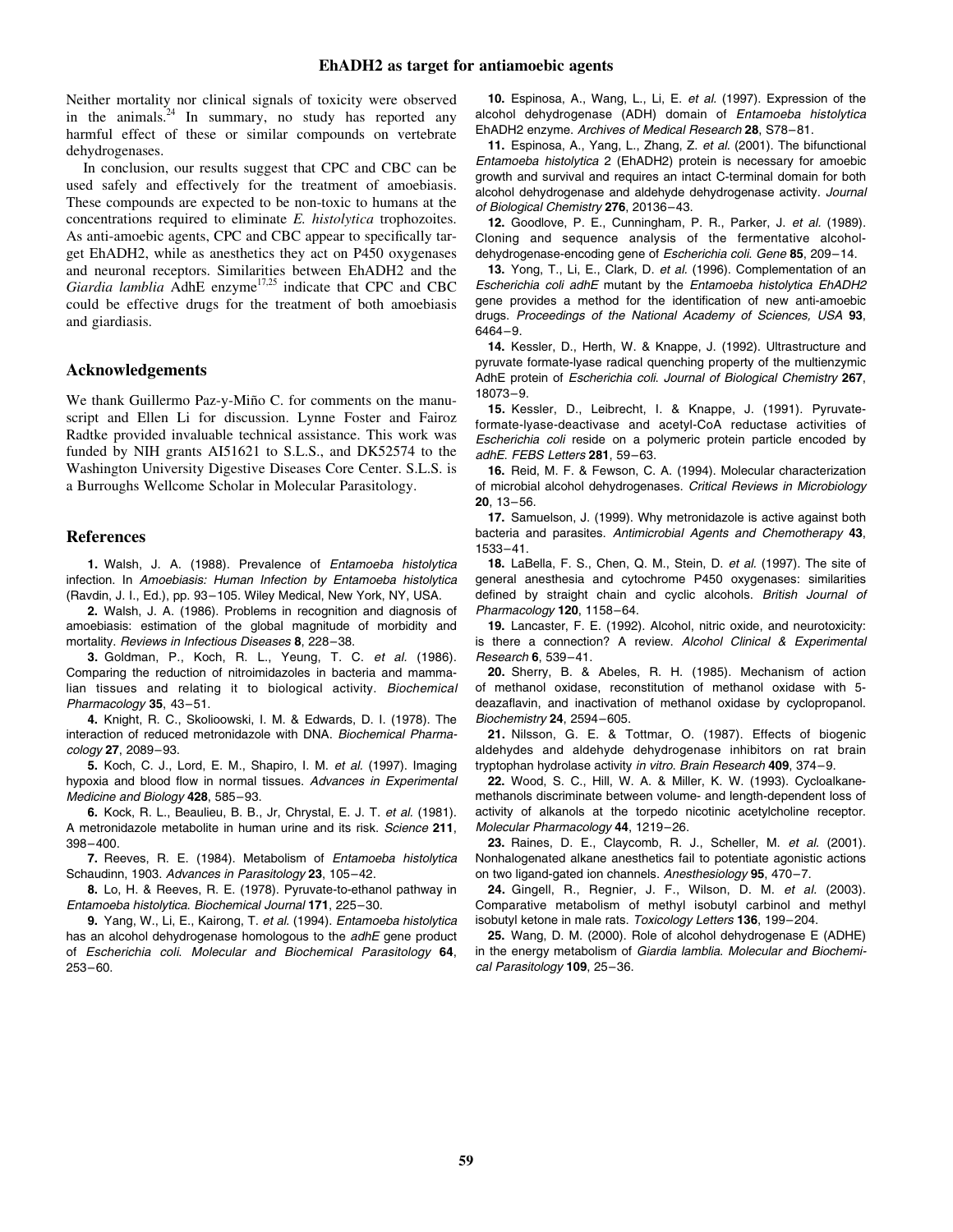Neither mortality nor clinical signals of toxicity were observed in the animals.[24] In summary, no study has reported any harmful effect of these or similar compounds on vertebrate dehydrogenases.

In conclusion, our results suggest that CPC and CBC can be used safely and effectively for the treatment of amoebiasis. These compounds are expected to be non-toxic to humans at the concentrations required to eliminate *E. histolytica* trophozoites. As anti-amoebic agents, CPC and CBC appear to specifically target EhADH2, while as anesthetics they act on P450 oxygenases and neuronal receptors. Similarities between EhADH2 and the *Giardia lamblia* AdhE enzyme[17,25] indicate that CPC and CBC could be effective drugs for the treatment of both amoebiasis and giardiasis.

## Acknowledgements

We thank Guillermo Paz-y-Miño C. for comments on the manuscript and Ellen Li for discussion. Lynne Foster and Fairoz Radtke provided invaluable technical assistance. This work was funded by NIH grants AI51621 to S.L.S., and DK52574 to the Washington University Digestive Diseases Core Center. S.L.S. is a Burroughs Wellcome Scholar in Molecular Parasitology.

## References

**1.** Walsh, J. A. (1988). Prevalence of *Entamoeba histolytica* infection. In *Amoebiasis: Human Infection by Entamoeba histolytica* (Ravdin, J. I., Ed.), pp. 93–105. Wiley Medical, New York, NY, USA.

**2.** Walsh, J. A. (1986). Problems in recognition and diagnosis of amoebiasis: estimation of the global magnitude of morbidity and mortality. *Reviews in Infectious Diseases* **8**, 228–38.

**3.** Goldman, P., Koch, R. L., Yeung, T. C. *et al.* (1986). Comparing the reduction of nitroimidazoles in bacteria and mammalian tissues and relating it to biological activity. *Biochemical Pharmacology* **35**, 43–51.

**4.** Knight, R. C., Skolioowski, I. M. & Edwards, D. I. (1978). The interaction of reduced metronidazole with DNA. *Biochemical Pharmacology* **27**, 2089–93.

**5.** Koch, C. J., Lord, E. M., Shapiro, I. M. *et al.* (1997). Imaging hypoxia and blood flow in normal tissues. *Advances in Experimental Medicine and Biology* **428**, 585–93.

**6.** Kock, R. L., Beaulieu, B. B., Jr, Chrystal, E. J. T. *et al.* (1981). A metronidazole metabolite in human urine and its risk. *Science* **211**, 398–400.

**7.** Reeves, R. E. (1984). Metabolism of *Entamoeba histolytica* Schaudinn, 1903. *Advances in Parasitology* **23**, 105–42.

**8.** Lo, H. & Reeves, R. E. (1978). Pyruvate-to-ethanol pathway in *Entamoeba histolytica*. *Biochemical Journal* **171**, 225–30.

**9.** Yang, W., Li, E., Kairong, T. *et al.* (1994). *Entamoeba histolytica* has an alcohol dehydrogenase homologous to the *adhE* gene product of *Escherichia coli*. *Molecular and Biochemical Parasitology* **64**, 253–60.

**10.** Espinosa, A., Wang, L., Li, E. *et al.* (1997). Expression of the alcohol dehydrogenase (ADH) domain of *Entamoeba histolytica* EhADH2 enzyme. *Archives of Medical Research* **28**, S78–81.

**11.** Espinosa, A., Yang, L., Zhang, Z. *et al.* (2001). The bifunctional *Entamoeba histolytica* 2 (EhADH2) protein is necessary for amoebic growth and survival and requires an intact C-terminal domain for both alcohol dehydrogenase and aldehyde dehydrogenase activity. *Journal of Biological Chemistry* **276**, 20136–43.

**12.** Goodlove, P. E., Cunningham, P. R., Parker, J. *et al.* (1989). Cloning and sequence analysis of the fermentative alcohol-dehydrogenase-encoding gene of *Escherichia coli*. *Gene* **85**, 209–14.

**13.** Yong, T., Li, E., Clark, D. *et al.* (1996). Complementation of an *Escherichia coli adhE* mutant by the *Entamoeba histolytica EhADH2* gene provides a method for the identification of new anti-amoebic drugs. *Proceedings of the National Academy of Sciences, USA* **93**, 6464–9.

**14.** Kessler, D., Herth, W. & Knappe, J. (1992). Ultrastructure and pyruvate formate-lyase radical quenching property of the multienzymic AdhE protein of *Escherichia coli*. *Journal of Biological Chemistry* **267**, 18073–9.

**15.** Kessler, D., Leibrecht, I. & Knappe, J. (1991). Pyruvate-formate-lyase-deactivase and acetyl-CoA reductase activities of *Escherichia coli* reside on a polymeric protein particle encoded by *adhE*. *FEBS Letters* **281**, 59–63.

**16.** Reid, M. F. & Fewson, C. A. (1994). Molecular characterization of microbial alcohol dehydrogenases. *Critical Reviews in Microbiology* **20**, 13–56.

**17.** Samuelson, J. (1999). Why metronidazole is active against both bacteria and parasites. *Antimicrobial Agents and Chemotherapy* **43**, 1533–41.

**18.** LaBella, F. S., Chen, Q. M., Stein, D. *et al.* (1997). The site of general anesthesia and cytochrome P450 oxygenases: similarities defined by straight chain and cyclic alcohols. *British Journal of Pharmacology* **120**, 1158–64.

**19.** Lancaster, F. E. (1992). Alcohol, nitric oxide, and neurotoxicity: is there a connection? A review. *Alcohol Clinical & Experimental Research* **6**, 539–41.

**20.** Sherry, B. & Abeles, R. H. (1985). Mechanism of action of methanol oxidase, reconstitution of methanol oxidase with 5-deazaflavin, and inactivation of methanol oxidase by cyclopropanol. *Biochemistry* **24**, 2594–605.

**21.** Nilsson, G. E. & Tottmar, O. (1987). Effects of biogenic aldehydes and aldehyde dehydrogenase inhibitors on rat brain tryptophan hydrolase activity *in vitro*. *Brain Research* **409**, 374–9.

**22.** Wood, S. C., Hill, W. A. & Miller, K. W. (1993). Cycloalkanemethanols discriminate between volume- and length-dependent loss of activity of alkanols at the torpedo nicotinic acetylcholine receptor. *Molecular Pharmacology* **44**, 1219–26.

**23.** Raines, D. E., Claycomb, R. J., Scheller, M. *et al.* (2001). Nonhalogenated alkane anesthetics fail to potentiate agonistic actions on two ligand-gated ion channels. *Anesthesiology* **95**, 470–7.

**24.** Gingell, R., Regnier, J. F., Wilson, D. M. *et al.* (2003). Comparative metabolism of methyl isobutyl carbinol and methyl isobutyl ketone in male rats. *Toxicology Letters* **136**, 199–204.

**25.** Wang, D. M. (2000). Role of alcohol dehydrogenase E (ADHE) in the energy metabolism of *Giardia lamblia*. *Molecular and Biochemical Parasitology* **109**, 25–36.